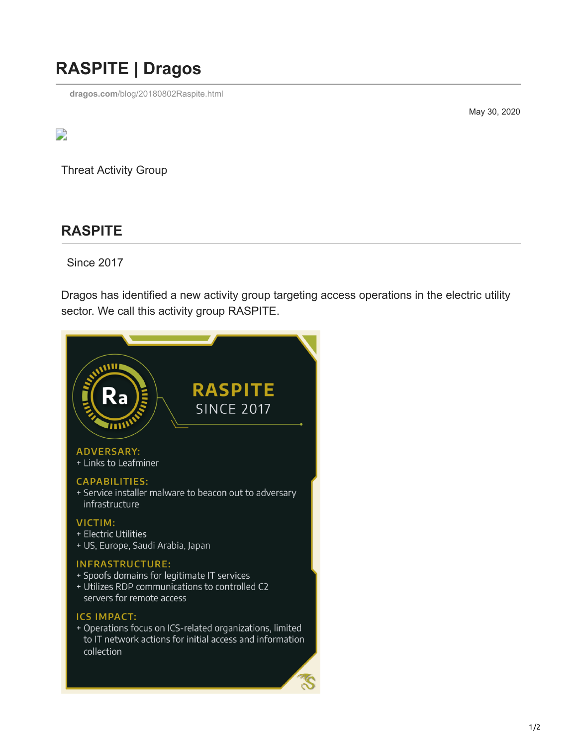# RASPITE | Dragos

dragos.com/blog/20180802Raspite.html

May 30, 2020

Threat Activity Group

## RASPITE

Since 2017

Dragos has identified a new activity group targeting access operations in the electric utility sector. We call this activity group RASPITE.

Ra

RASPITE
SINCE 2017

ADVERSARY:
+ Links to Leafminer

CAPABILITIES:
+ Service installer malware to beacon out to adversary infrastructure

VICTIM:
+ Electric Utilities
+ US, Europe, Saudi Arabia, Japan

INFRASTRUCTURE:
+ Spoofs domains for legitimate IT services
+ Utilizes RDP communications to controlled C2 servers for remote access

ICS IMPACT:
+ Operations focus on ICS-related organizations, limited to IT network actions for initial access and information collection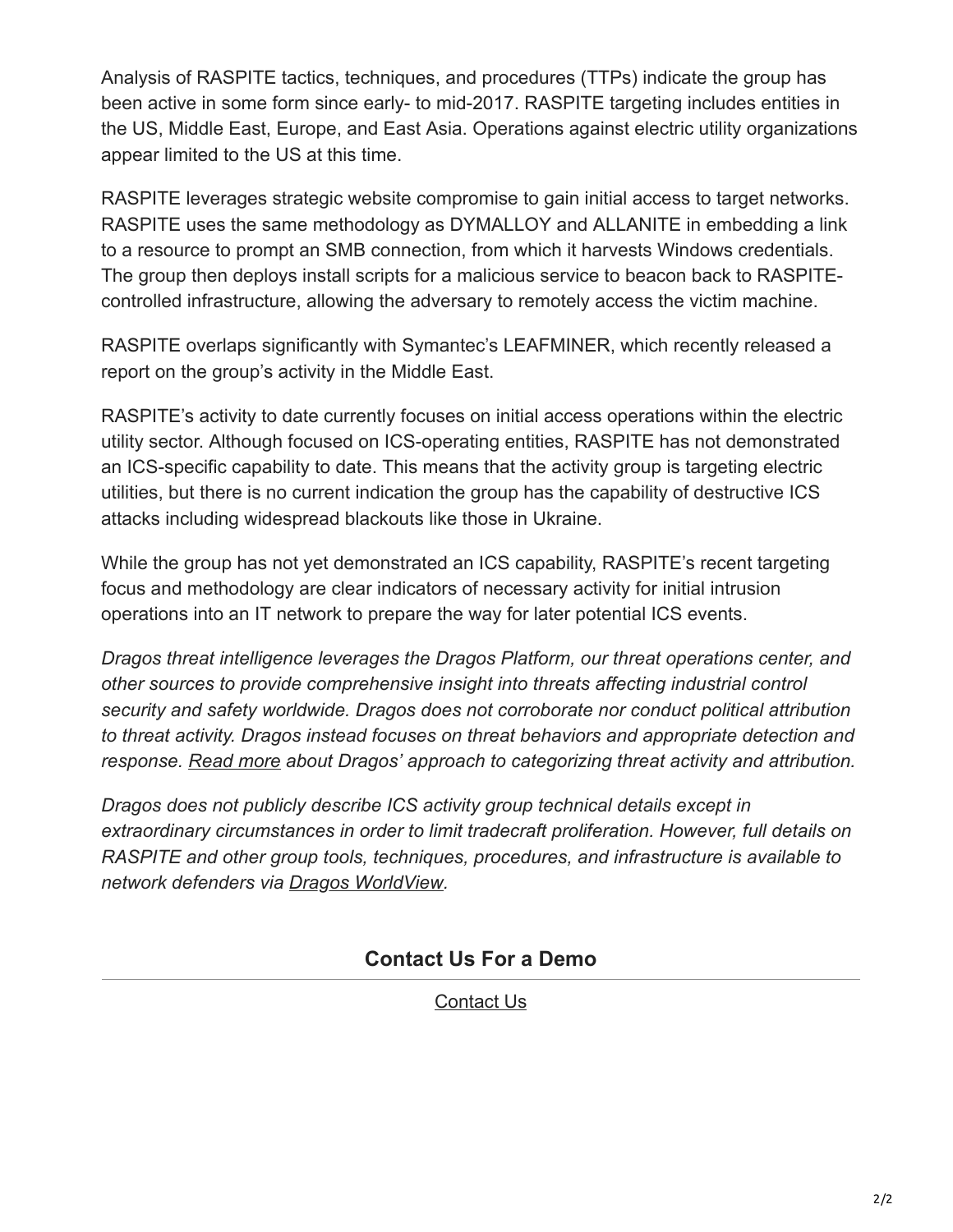Analysis of RASPITE tactics, techniques, and procedures (TTPs) indicate the group has been active in some form since early- to mid-2017. RASPITE targeting includes entities in the US, Middle East, Europe, and East Asia. Operations against electric utility organizations appear limited to the US at this time.

RASPITE leverages strategic website compromise to gain initial access to target networks. RASPITE uses the same methodology as DYMALLOY and ALLANITE in embedding a link to a resource to prompt an SMB connection, from which it harvests Windows credentials. The group then deploys install scripts for a malicious service to beacon back to RASPITE-controlled infrastructure, allowing the adversary to remotely access the victim machine.

RASPITE overlaps significantly with Symantec's LEAFMINER, which recently released a report on the group's activity in the Middle East.

RASPITE's activity to date currently focuses on initial access operations within the electric utility sector. Although focused on ICS-operating entities, RASPITE has not demonstrated an ICS-specific capability to date. This means that the activity group is targeting electric utilities, but there is no current indication the group has the capability of destructive ICS attacks including widespread blackouts like those in Ukraine.

While the group has not yet demonstrated an ICS capability, RASPITE's recent targeting focus and methodology are clear indicators of necessary activity for initial intrusion operations into an IT network to prepare the way for later potential ICS events.

*Dragos threat intelligence leverages the Dragos Platform, our threat operations center, and other sources to provide comprehensive insight into threats affecting industrial control security and safety worldwide. Dragos does not corroborate nor conduct political attribution to threat activity. Dragos instead focuses on threat behaviors and appropriate detection and response. Read more about Dragos' approach to categorizing threat activity and attribution.*

*Dragos does not publicly describe ICS activity group technical details except in extraordinary circumstances in order to limit tradecraft proliferation. However, full details on RASPITE and other group tools, techniques, procedures, and infrastructure is available to network defenders via Dragos WorldView.*

## Contact Us For a Demo

Contact Us